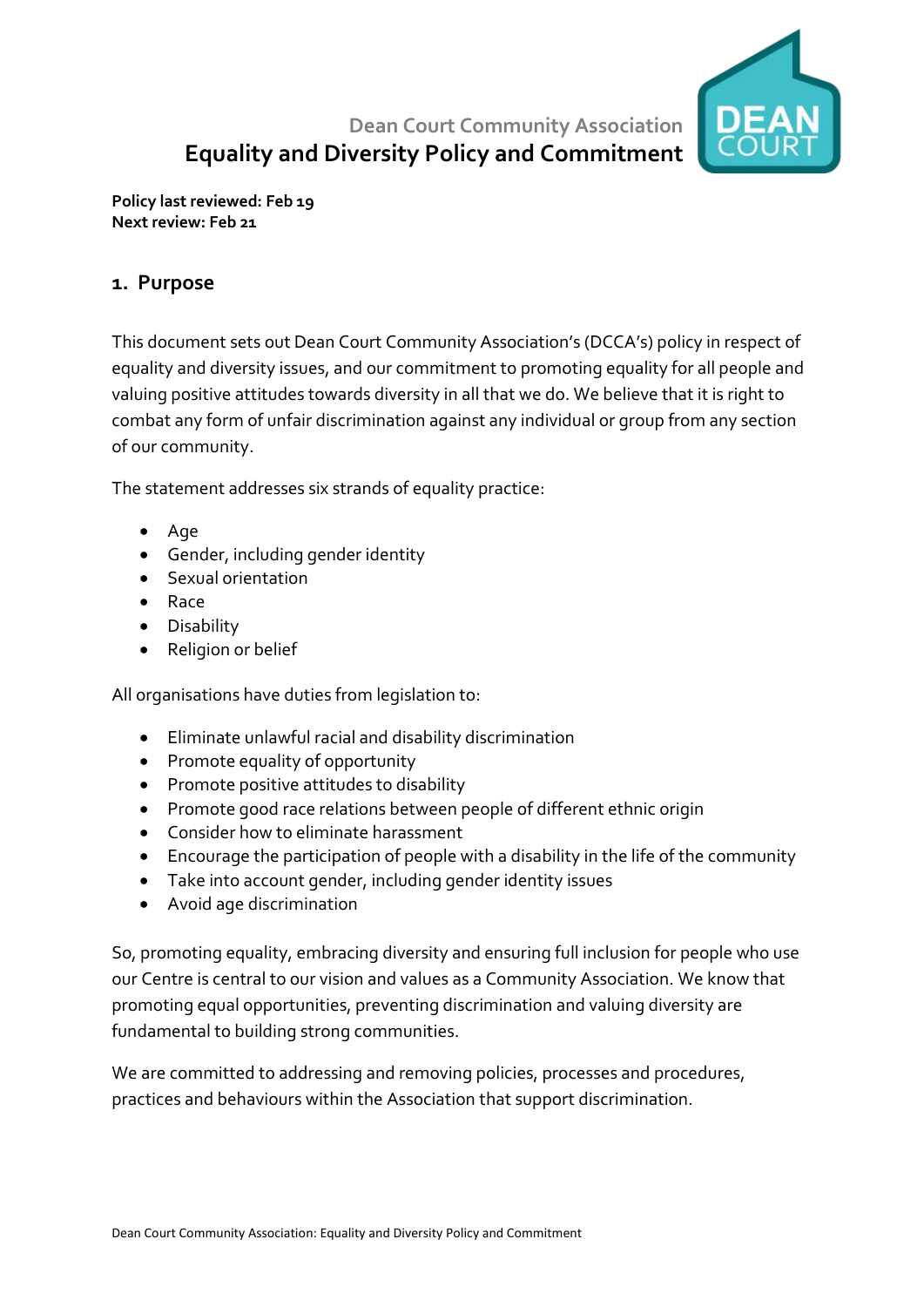Dean Court Community Association

# Equality and Diversity Policy and Commitment

**Policy last reviewed: Feb 19**
**Next review: Feb 21**

## 1. Purpose

This document sets out Dean Court Community Association's (DCCA's) policy in respect of equality and diversity issues, and our commitment to promoting equality for all people and valuing positive attitudes towards diversity in all that we do. We believe that it is right to combat any form of unfair discrimination against any individual or group from any section of our community.

The statement addresses six strands of equality practice:

- Age
- Gender, including gender identity
- Sexual orientation
- Race
- Disability
- Religion or belief

All organisations have duties from legislation to:

- Eliminate unlawful racial and disability discrimination
- Promote equality of opportunity
- Promote positive attitudes to disability
- Promote good race relations between people of different ethnic origin
- Consider how to eliminate harassment
- Encourage the participation of people with a disability in the life of the community
- Take into account gender, including gender identity issues
- Avoid age discrimination

So, promoting equality, embracing diversity and ensuring full inclusion for people who use our Centre is central to our vision and values as a Community Association. We know that promoting equal opportunities, preventing discrimination and valuing diversity are fundamental to building strong communities.

We are committed to addressing and removing policies, processes and procedures, practices and behaviours within the Association that support discrimination.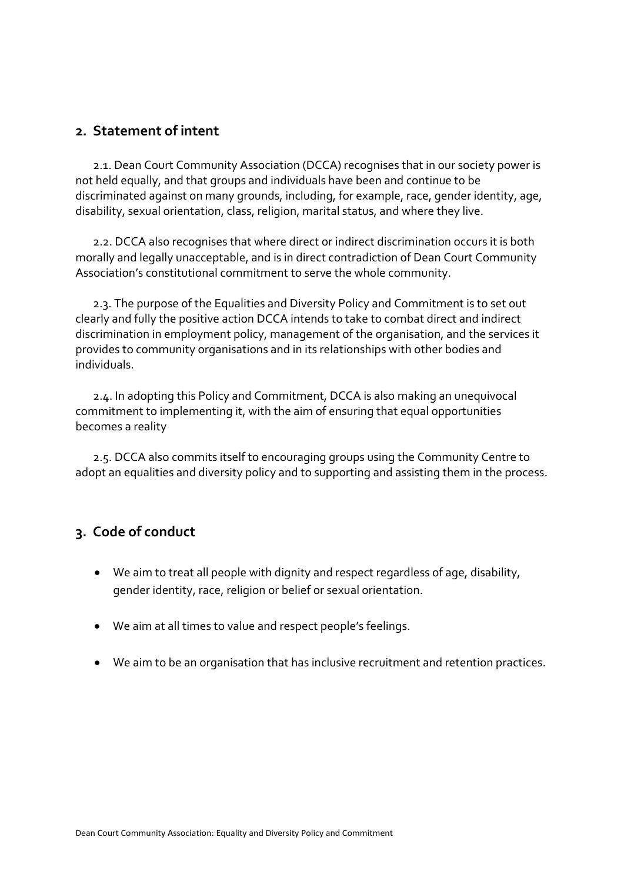## 2. Statement of intent

2.1. Dean Court Community Association (DCCA) recognises that in our society power is not held equally, and that groups and individuals have been and continue to be discriminated against on many grounds, including, for example, race, gender identity, age, disability, sexual orientation, class, religion, marital status, and where they live.

2.2. DCCA also recognises that where direct or indirect discrimination occurs it is both morally and legally unacceptable, and is in direct contradiction of Dean Court Community Association's constitutional commitment to serve the whole community.

2.3. The purpose of the Equalities and Diversity Policy and Commitment is to set out clearly and fully the positive action DCCA intends to take to combat direct and indirect discrimination in employment policy, management of the organisation, and the services it provides to community organisations and in its relationships with other bodies and individuals.

2.4. In adopting this Policy and Commitment, DCCA is also making an unequivocal commitment to implementing it, with the aim of ensuring that equal opportunities becomes a reality

2.5. DCCA also commits itself to encouraging groups using the Community Centre to adopt an equalities and diversity policy and to supporting and assisting them in the process.

## 3. Code of conduct

- We aim to treat all people with dignity and respect regardless of age, disability, gender identity, race, religion or belief or sexual orientation.
- We aim at all times to value and respect people's feelings.
- We aim to be an organisation that has inclusive recruitment and retention practices.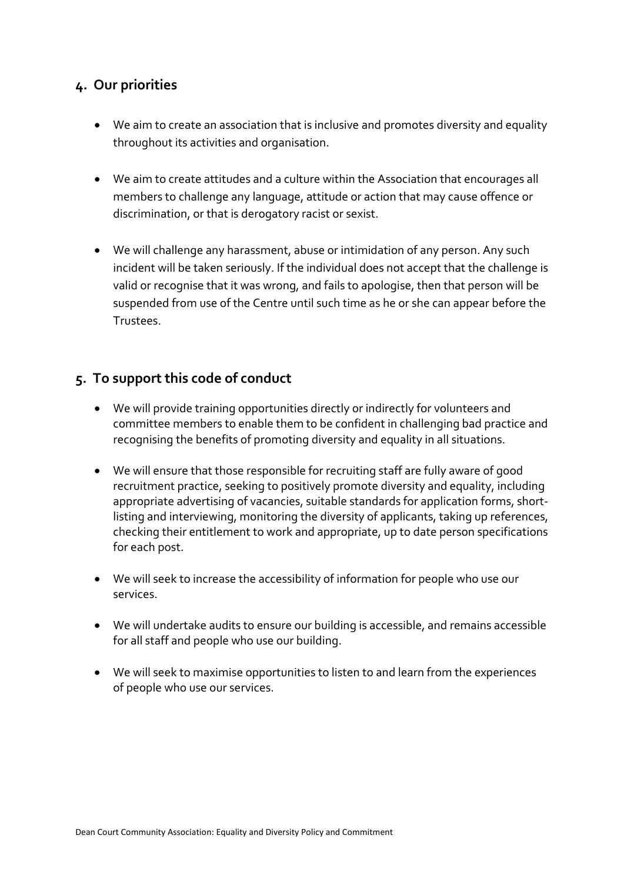## 4. Our priorities

- We aim to create an association that is inclusive and promotes diversity and equality throughout its activities and organisation.
- We aim to create attitudes and a culture within the Association that encourages all members to challenge any language, attitude or action that may cause offence or discrimination, or that is derogatory racist or sexist.
- We will challenge any harassment, abuse or intimidation of any person. Any such incident will be taken seriously. If the individual does not accept that the challenge is valid or recognise that it was wrong, and fails to apologise, then that person will be suspended from use of the Centre until such time as he or she can appear before the Trustees.

## 5. To support this code of conduct

- We will provide training opportunities directly or indirectly for volunteers and committee members to enable them to be confident in challenging bad practice and recognising the benefits of promoting diversity and equality in all situations.
- We will ensure that those responsible for recruiting staff are fully aware of good recruitment practice, seeking to positively promote diversity and equality, including appropriate advertising of vacancies, suitable standards for application forms, short-listing and interviewing, monitoring the diversity of applicants, taking up references, checking their entitlement to work and appropriate, up to date person specifications for each post.
- We will seek to increase the accessibility of information for people who use our services.
- We will undertake audits to ensure our building is accessible, and remains accessible for all staff and people who use our building.
- We will seek to maximise opportunities to listen to and learn from the experiences of people who use our services.